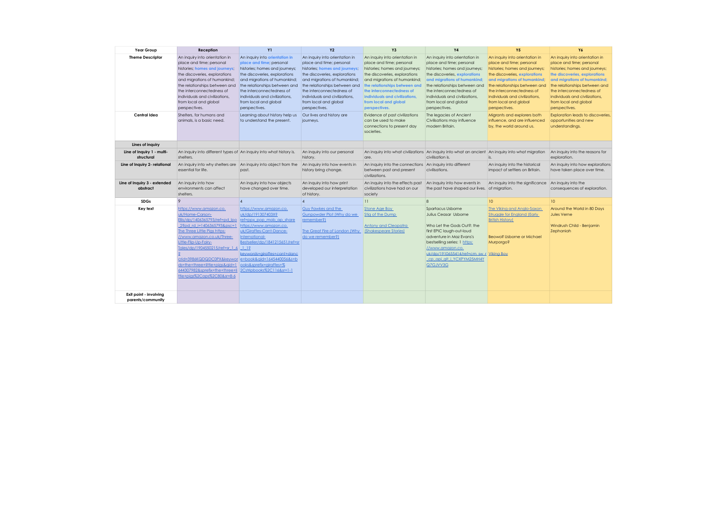| Year Group | Reception | Y1 | Y2 | Y3 | Y4 | Y5 | Y6 |
|---|---|---|---|---|---|---|---|
| **Theme Descriptor** | An inquiry into orientation in place and time; personal histories; **homes and journeys;** the discoveries, explorations and migrations of humankind; the relationships between and the interconnectedness of individuals and civilizations, from local and global perspectives. | An inquiry into **orientation in place and time;** personal histories; homes and journeys; the discoveries, explorations and migrations of humankind; the relationships between and the interconnectedness of individuals and civilizations, from local and global perspectives. | An inquiry into orientation in place and time; personal histories; **homes and journeys;** the discoveries, explorations and migrations of humankind; the relationships between and the interconnectedness of individuals and civilizations, from local and global perspectives. | An inquiry into orientation in place and time; personal histories; homes and journeys; the discoveries, explorations and migrations of humankind; **the relationships between and the interconnectedness of individuals and civilizations, from local and global perspectives.** | An inquiry into orientation in place and time; personal histories; homes and journeys; the discoveries, **explorations and migrations of humankind;** the relationships between and the interconnectedness of individuals and civilizations, from local and global perspectives. | An inquiry into orientation in place and time; personal histories; homes and journeys; the discoveries, **explorations and migrations of humankind;** the relationships between and the interconnectedness of individuals and civilizations, from local and global perspectives. | An inquiry into orientation in place and time; personal histories; homes and journeys; **the discoveries, explorations and migrations of humankind;** the relationships between and the interconnectedness of individuals and civilizations, from local and global perspectives. |
| **Central Idea** | Shelters, for humans and animals, is a basic need. | Learning about history help us to understand the present. | Our lives and history are journeys. | Evidence of past civilizations can be used to make connections to present day societies. | The legacies of Ancient Civilisations may influence modern Britain. | Migrants and explorers both influence, and are influenced by, the world around us. | Exploration leads to discoveries, opportunities and new understandings. |
| **Lines of inquiry** | | | | | | | |
| **Line of Inquiry 1 - multi-structural** | An inquiry into different types of shelters. | An inquiry into what history is. | An inquiry into our personal history. | An inquiry into what civilizations are. | An inquiry into what an ancient civilisation is. | An inquiry into what migration is. | An inquiry into the reasons for exploration. |
| **Line of Inquiry 2- relational** | An inquiry into why shelters are essential for life. | An inquiry into object from the past. | An inquiry into how events in history bring change. | An inquiry into the connections between past and present civilizations. | An inquiry into different civilisations. | An inquiry into the historical impact of settlers on Britain. | An inquiry into how explorations have taken place over time. |
| **Line of Inquiry 3 - extended abstract** | An inquiry into how environments can affect shelters. | An inquiry into how objects have changed over time. | An inquiry into how print developed our interpretation of history. | An inquiry into the effects past civilizations have had on our society | An inquiry into how events in the past have shaped our lives. | An inquiry into the significance of migration. | An inquiry into the consequences of exploration. |
| **SDGs** | 9 | 4 | 4 | 11 | 8 | 10 | 10 |
| **Key text** | https://www.amazon.co.uk/Home-Carson-Ellis/dp/1406365793/ref=pd_lpo_2?pd_rd_i=1406365793&psc=1 The Three Little Pigs https://www.amazon.co.uk/Three-Little-Flip-Up-Fairy-Tales/dp/1904550215/ref=sr_1_6?crid=3986KQDQDC0PX&keywords=the+three+little+pigs&qid=1644307982&sprefix=the+three+little+pigs%2Caps%2C80&sr=8-6 | https://www.amazon.co.uk/dp/191307403X?ref=ppx_pop_mob_ap_share https://www.amazon.co.uk/Giraffes-Cant-Dance-International-Bestseller/dp/1841215651/ref=sr_1_1?keywords=giraffes+cant+dance+book&qid=1645440056&s=books&sprefix=giraffes+%2Cstripbooks%2C116&sr=1-1 | Guy Fawkes and the Gunpowder Plot (Why do we remember?) The Great Fire of London (Why do we remember?) | Stone Age Boy Stig of the Dump Antony and Cleopatra (Shakespeare Stories) | Spartacus Usborne Julius Ceasar Usborne Who Let the Gods Out?: the first EPIC laugh-out-loud adventure in Maz Evans's bestselling series: 1 https://www.amazon.co.uk/dp/1910655414/ref=cm_sw_r_cp_api_glt_i_YCXPYM25MH4YQ7GJVV3G | The Viking and Anglo-Saxon Struggle for England (Early British History) Beowulf Usborne or Michael Murporgo? Viking Boy | Around the World in 80 Days Jules Verne Windrush Child - Benjamin Zephaniah |
| **Exit point - involving parents/community** | | | | | | | |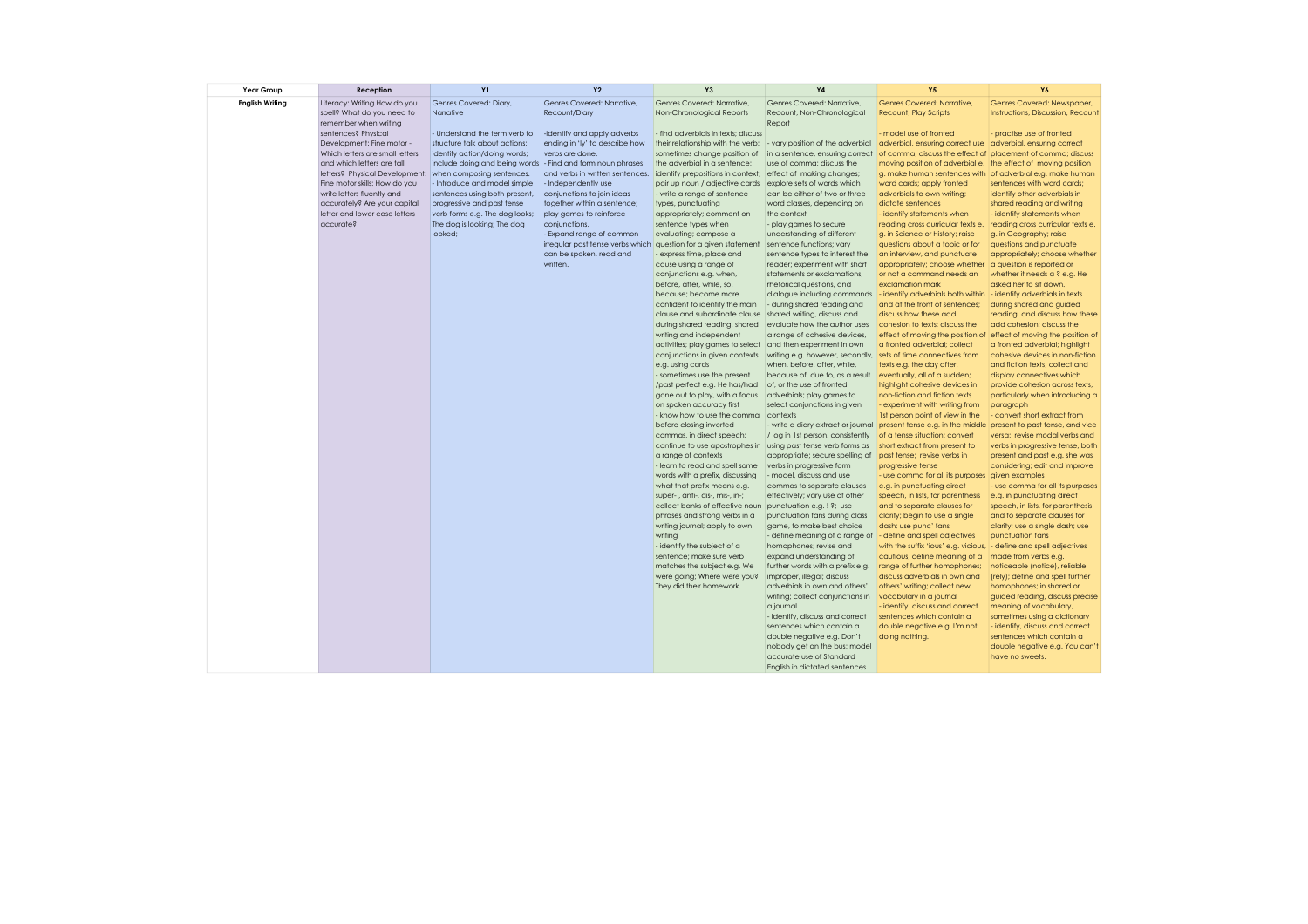| Year Group | Reception | Y1 | Y2 | Y3 | Y4 | Y5 | Y6 |
|---|---|---|---|---|---|---|---|
| English Writing | Literacy: Writing How do you spell? What do you need to remember when writing sentences? Physical Development: Fine motor - Which letters are small letters and which letters are tall letters? Physical Development: Fine motor skills: How do you write letters fluently and accurately? Are your capital letter and lower case letters accurate? | Genres Covered: Diary, Narrative<br><br>- Understand the term verb to structure talk about actions; identify action/doing words; include doing and being words when composing sentences.<br>- Introduce and model simple sentences using both present, progressive and past tense verb forms e.g. The dog looks; The dog is looking; The dog looked; | Genres Covered: Narrative, Recount/Diary<br><br>-Identify and apply adverbs ending in 'ly' to describe how verbs are done.<br>- Find and form noun phrases and verbs in written sentences.<br>- Independently use conjunctions to join ideas together within a sentence; play games to reinforce conjunctions.<br>- Expand range of common irregular past tense verbs which can be spoken, read and written. | Genres Covered: Narrative, Non-Chronological Reports<br><br>- find adverbials in texts; discuss their relationship with the verb; sometimes change position of the adverbial in a sentence; identify prepositions in context; pair up noun / adjective cards<br>- write a range of sentence types, punctuating appropriately; comment on sentence types when evaluating; compose a question for a given statement<br>- express time, place and cause using a range of conjunctions e.g. when, before, after, while, so, because; become more confident to identify the main clause and subordinate clause during shared reading, shared writing and independent activities; play games to select conjunctions in given contexts e.g. using cards<br>- sometimes use the present /past perfect e.g. He has/had gone out to play, with a focus on spoken accuracy first<br>- know how to use the comma before closing inverted commas, in direct speech; continue to use apostrophes in a range of contexts<br>- learn to read and spell some words with a prefix, discussing what that prefix means e.g. super- , anti-, dis-, mis-, in-; collect banks of effective noun phrases and strong verbs in a writing journal; apply to own writing<br>- identify the subject of a sentence; make sure verb matches the subject e.g. We were going; Where were you? They did their homework. | Genres Covered: Narrative, Recount, Non-Chronological Report<br><br>- vary position of the adverbial in a sentence, ensuring correct use of comma; discuss the effect of making changes; explore sets of words which can be either of two or three word classes, depending on the context<br>- play games to secure understanding of different sentence functions; vary sentence types to interest the reader; experiment with short statements or exclamations, rhetorical questions, and dialogue including commands<br>- during shared reading and shared writing, discuss and evaluate how the author uses a range of cohesive devices, and then experiment in own writing e.g. however, secondly, when, before, after, while, because of, due to, as a result of, or the use of fronted adverbials; play games to select conjunctions in given contexts<br>- write a diary extract or journal / log in 1st person, consistently using past tense verb forms as appropriate; secure spelling of verbs in progressive form<br>- model, discuss and use commas to separate clauses effectively; vary use of other punctuation e.g. ! ?; use punctuation fans during class game, to make best choice<br>- define meaning of a range of homophones; revise and expand understanding of further words with a prefix e.g. improper, illegal; discuss adverbials in own and others' writing; collect conjunctions in a journal<br>- identify, discuss and correct sentences which contain a double negative e.g. Don't nobody get on the bus; model accurate use of Standard English in dictated sentences | Genres Covered: Narrative, Recount, Play Scripts<br><br>- model use of fronted adverbial, ensuring correct use of comma; discuss the effect of moving position of adverbial e. g. make human sentences with word cards; apply fronted adverbials to own writing; dictate sentences<br>- identify statements when reading cross curricular texts e. g. in Science or History; raise questions about a topic or for an interview, and punctuate appropriately; choose whether or not a command needs an exclamation mark<br>- identify adverbials both within and at the front of sentences; discuss how these add cohesion to texts; discuss the effect of moving the position of a fronted adverbial; collect sets of time connectives from texts e.g. the day after, eventually, all of a sudden; highlight cohesive devices in non-fiction and fiction texts<br>- experiment with writing from 1st person point of view in the present tense e.g. in the middle of a tense situation; convert short extract from present to past tense; revise verbs in progressive tense<br>- use comma for all its purposes e.g. in punctuating direct speech, in lists, for parenthesis and to separate clauses for clarity; begin to use a single dash; use punc' fans<br>- define and spell adjectives with the suffix 'ious' e.g. vicious, cautious; define meaning of a range of further homophones; discuss adverbials in own and others' writing; collect new vocabulary in a journal<br>- identify, discuss and correct sentences which contain a double negative e.g. I'm not doing nothing. | Genres Covered: Newspaper, Instructions, Discussion, Recount<br><br>- practise use of fronted adverbial, ensuring correct placement of comma; discuss the effect of moving position of adverbial e.g. make human sentences with word cards; identify other adverbials in shared reading and writing<br>- identify statements when reading cross curricular texts e. g. in Geography; raise questions and punctuate appropriately; choose whether a question is reported or whether it needs a ? e.g. He asked her to sit down.<br>- identify adverbials in texts during shared and guided reading, and discuss how these add cohesion; discuss the effect of moving the position of a fronted adverbial; highlight cohesive devices in non-fiction and fiction texts; collect and display connectives which provide cohesion across texts, particularly when introducing a paragraph<br>- convert short extract from present to past tense, and vice versa; revise modal verbs and verbs in progressive tense, both present and past e.g. she was considering; edit and improve given examples<br>- use comma for all its purposes e.g. in punctuating direct speech, in lists, for parenthesis and to separate clauses for clarity; use a single dash; use punctuation fans<br>- define and spell adjectives made from verbs e.g. noticeable (notice), reliable (rely); define and spell further homophones; in shared or guided reading, discuss precise meaning of vocabulary, sometimes using a dictionary<br>- identify, discuss and correct sentences which contain a double negative e.g. You can't have no sweets. |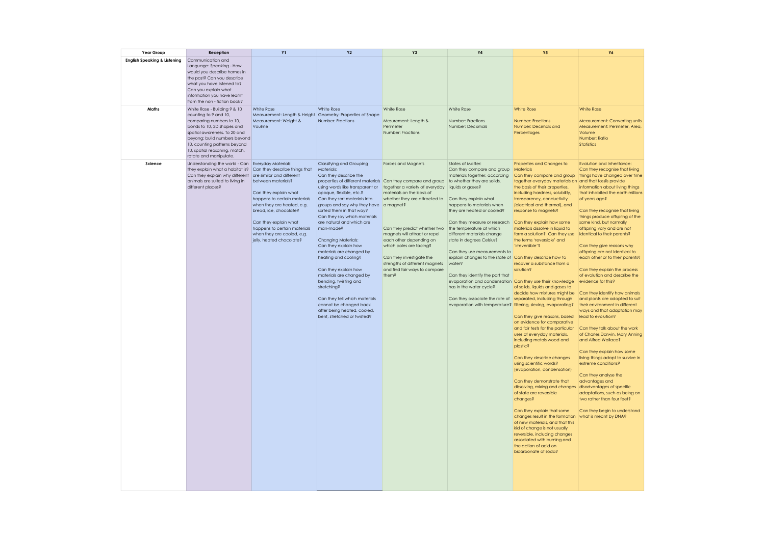| Year Group | Reception | Y1 | Y2 | Y3 | Y4 | Y5 | Y6 |
|---|---|---|---|---|---|---|---|
| **English Speaking & Listening** | Communication and Language: Speaking - How would you describe homes in the past? Can you describe what you have listened to? Can you explain what information you have learnt from the non - fiction book? | | | | | | |
| **Maths** | White Rose - Building 9 & 10 counting to 9 and 10, comparing numbers to 10, bonds to 10, 3D shapes and spatial awareness. To 20 and beyong: build numbers beyond 10, counting patterns beyond 10, spatial reasoning, match, rotate and manipulate. | White Rose<br>Measurement: Length & Height<br>Measurement: Weight & Voulme | White Rose<br>Geometry: Properties of Shape<br>Number: Fractions | White Rose<br><br>Measurement: Length & Perimeter<br>Number: Fractions | White Rose<br><br>Number: Fractions<br>Number: Decismals | White Rose<br><br>Number: Fractions<br>Number: Decimals and Percentages | White Rose<br><br>Measurement: Converting units<br>Measurement: Perimeter, Area, Volume<br>Number: Ratio<br>Statistics |
| **Science** | Understanding the world - Can they explain what a habitat is? Can they explain why different animals are suited to living in different places? | Everyday Materials:<br>Can they describe things that are similar and different between materials?<br><br>Can they explain what happens to certain materials when they are heated, e.g. bread, ice, chocolate?<br><br>Can they explain what happens to certain materials when they are cooled, e.g. jelly, heated chocolate? | Classifying and Grouping Materials:<br>Can they describe the properties of different materials using words like transparent or opaque, flexible, etc.?<br>Can they sort materials into groups and say why they have sorted them in that way?<br>Can they say which materials are natural and which are man-made?<br><br>Changing Materials:<br>Can they explain how materials are changed by heating and cooling?<br><br>Can they explain how materials are changed by bending, twisting and stretching?<br><br>Can they tell which materials cannot be changed back after being heated, cooled, bent, stretched or twisted? | Forces and Magnets<br><br>Can they compare and group together a variety of everyday materials on the basis of whether they are attracted to a magnet?<br><br>Can they predict whether two magnets will attract or repel each other depending on which poles are facing?<br><br>Can they investigate the strengths of different magnets and find fair ways to compare them? | States of Matter:<br>Can they compare and group materials together, according to whether they are solids, liquids or gases?<br><br>Can they explain what happens to materials when they are heated or cooled?<br><br>Can they measure or research the temperature at which different materials change state in degrees Celsius?<br><br>Can they use measurements to explain changes to the state of water?<br><br>Can they identify the part that evaporation and condensation has in the water cycle?<br><br>Can they associate the rate of evaporation with temperature? | Properties and Changes to Materials<br>Can they compare and group together everyday materials on the basis of their properties, including hardness, solubility, transparency, conductivity (electrical and thermal), and response to magnets?<br><br>Can they explain how some materials dissolve in liquid to form a solution? Can they use the terms 'reversible' and 'irreversible'?<br><br>Can they describe how to recover a substance from a solution?<br><br>Can they use their knowledge of solids, liquids and gases to decide how mixtures might be separated, including through filtering, sieving, evaporating?<br><br>Can they give reasons, based on evidence for comparative and fair tests for the particular uses of everyday materials, including metals wood and plastic?<br><br>Can they describe changes using scientific words? (evaporation, condensation)<br><br>Can they demonstrate that dissolving, mixing and changes of state are reversible changes?<br><br>Can they explain that some changes result in the formation of new materials, and that this kid of change is not usually reversible, including changes associated with burning and the action of acid on bicarbonate of soda? | Evolution and Inheritance:<br>Can they recognise that living things have changed over time and that fossils provide information about living things that inhabited the earth millions of years ago?<br><br>Can they recognise that living things produce offspring of the same kind, but normally offspring vary and are not identical to their parents?<br><br>Can they give reasons why offspring are not identical to each other or to their parents?<br><br>Can they explain the process of evolution and describe the evidence for this?<br><br>Can they identify how animals and plants are adapted to suit their environment in different ways and that adaptation may lead to evolution?<br><br>Can they talk about the work of Charles Darwin, Mary Anning and Alfred Wallace?<br><br>Can they explain how some living things adapt to survive in extreme conditions?<br><br>Can they analyse the advantages and disadvantages of specific adaptations, such as being on two rather than four feet?<br><br>Can they begin to understand what is meant by DNA? |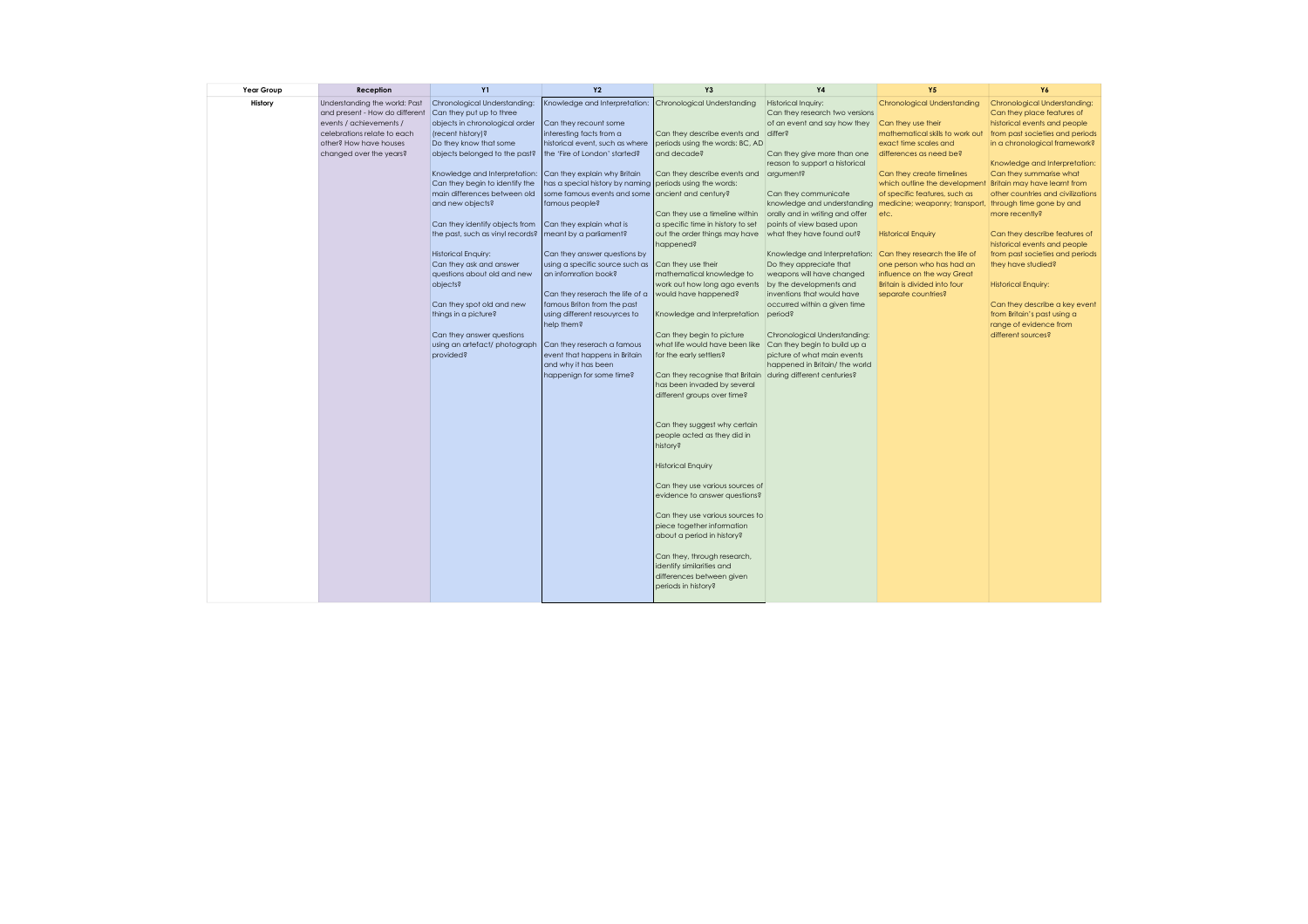| Year Group | Reception | Y1 | Y2 | Y3 | Y4 | Y5 | Y6 |
|---|---|---|---|---|---|---|---|
| **History** | Understanding the world: Past and present - How do different events / achievements / celebrations relate to each other? How have houses changed over the years? | Chronological Understanding: Can they put up to three objects in chronological order (recent history)? Do they know that some objects belonged to the past?<br><br>Knowledge and Interpretation: Can they begin to identify the main differences between old and new objects?<br><br>Can they identify objects from the past, such as vinyl records?<br><br>Historical Enquiry: Can they ask and answer questions about old and new objects?<br><br>Can they spot old and new things in a picture?<br><br>Can they answer questions using an artefact/ photograph provided? | Knowledge and Interpretation:<br><br>Can they recount some interesting facts from a historical event, such as where the 'Fire of London' started?<br><br>Can they explain why Britain has a special history by naming some famous events and some famous people?<br><br>Can they explain what is meant by a parliament?<br><br>Can they answer questions by using a specific source such as an infomration book?<br><br>Can they reserach the life of a famous Briton from the past using different resouyrces to help them?<br><br>Can they reserach a famous event that happens in Britain and why it has been happenign for some time? | Chronological Understanding<br><br>Can they describe events and periods using the words: BC, AD and decade?<br><br>Can they describe events and periods using the words: ancient and century?<br><br>Can they use a timeline within a specific time in history to set out the order things may have happened?<br><br>Can they use their mathematical knowledge to work out how long ago events would have happened?<br><br>Knowledge and Interpretation<br><br>Can they begin to picture what life would have been like for the early settlers?<br><br>Can they recognise that Britain has been invaded by several different groups over time?<br><br>Can they suggest why certain people acted as they did in history?<br><br>Historical Enquiry<br><br>Can they use various sources of evidence to answer questions?<br><br>Can they use various sources to piece together information about a period in history?<br><br>Can they, through research, identify similarities and differences between given periods in history? | Historical Inquiry: Can they research two versions of an event and say how they differ?<br><br>Can they give more than one reason to support a historical argument?<br><br>Can they communicate knowledge and understanding orally and in writing and offer points of view based upon what they have found out?<br><br>Knowledge and Interpretation: Do they appreciate that weapons will have changed by the developments and inventions that would have occurred within a given time period?<br><br>Chronological Understanding: Can they begin to build up a picture of what main events happened in Britain/ the world during different centuries? | Chronological Understanding<br><br>Can they use their mathematical skills to work out exact time scales and differences as need be?<br><br>Can they create timelines which outline the development of specific features, such as medicine; weaponry; transport, etc.<br><br>Historical Enquiry<br><br>Can they research the life of one person who has had an influence on the way Great Britain is divided into four separate countries? | Chronological Understanding: Can they place features of historical events and people from past societies and periods in a chronological framework?<br><br>Knowledge and Interpretation: Can they summarise what Britain may have learnt from other countries and civilizations through time gone by and more recently?<br><br>Can they describe features of historical events and people from past societies and periods they have studied?<br><br>Historical Enquiry:<br><br>Can they describe a key event from Britain's past using a range of evidence from different sources? |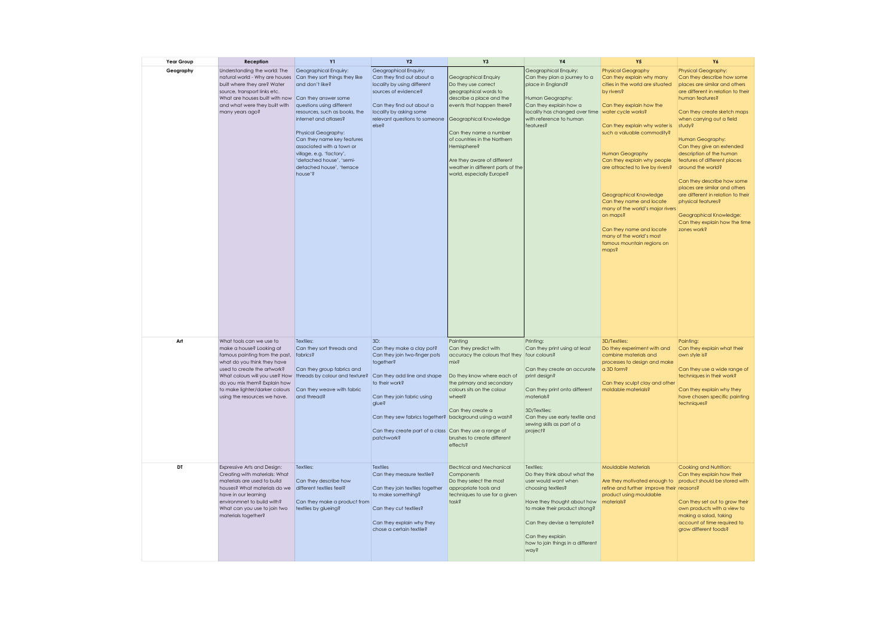| Year Group | Reception | Y1 | Y2 | Y3 | Y4 | Y5 | Y6 |
|---|---|---|---|---|---|---|---|
| Geography | Understanding the world: The natural world - Why are houses built where they are? Water source, transport links etc. What are houses built with now and what were they built with many years ago? | Geographical Enquiry: Can they sort things they like and don't like?<br><br>Can they answer some questions using different resources, such as books, the internet and atlases?<br><br>Physical Geography: Can they name key features associated with a town or village, e.g. 'factory', 'detached house', 'semi-detached house', 'terrace house'? | Geographical Enquiry: Can they find out about a locality by using different sources of evidence?<br><br>Can they find out about a locality by asking some relevant questions to someone else? | Geographical Enquiry<br>Do they use correct geographical words to describe a place and the events that happen there?<br><br>Geographical Knowledge<br><br>Can they name a number of countries in the Northern Hemisphere?<br><br>Are they aware of different weather in different parts of the world, especially Europe? | Geographical Enquiry: Can they plan a journey to a place in England?<br><br>Human Geography: Can they explain how a locality has changed over time with reference to human features? | Physical Geography<br>Can they explain why many cities in the world are situated by rivers?<br><br>Can they explain how the water cycle works?<br><br>Can they explain why water is such a valuable commodity?<br><br>Human Geography<br>Can they explain why people are attracted to live by rivers?<br><br>Geographical Knowledge<br>Can they name and locate many of the world's major rivers on maps?<br><br>Can they name and locate many of the world's most famous mountain regions on maps? | Physical Geography:<br>Can they describe how some places are similar and others are different in relation to their human features?<br><br>Can they create sketch maps when carrying out a field study?<br><br>Human Geography:<br>Can they give an extended description of the human features of different places around the world?<br><br>Can they describe how some places are similar and others are different in relation to their physical features?<br><br>Geographical Knowledge:<br>Can they explain how the time zones work? |
| Art | What tools can we use to make a house? Looking at famous painting from the past, what do you think they have used to create the artwork? What colours will you use? How do you mix them? Explain how to make lighter/darker colours using the resources we have. | Textiles:<br>Can they sort threads and fabrics?<br><br>Can they group fabrics and threads by colour and texture?<br><br>Can they weave with fabric and thread? | 3D:<br>Can they make a clay pot?<br>Can they join two-finger pots together?<br><br>Can they add line and shape to their work?<br><br>Can they join fabric using glue?<br><br>Can they sew fabrics together?<br><br>Can they create part of a class patchwork? | Painting<br>Can they predict with accuracy the colours that they mix?<br><br>Do they know where each of the primary and secondary colours sits on the colour wheel?<br><br>Can they create a background using a wash?<br><br>Can they use a range of brushes to create different effects? | Printing:<br>Can they print using at least four colours?<br><br>Can they create an accurate print design?<br><br>Can they print onto different materials?<br><br>3D/Textiles:<br>Can they use early textile and sewing skills as part of a project? | 3D/Textiles:<br>Do they experiment with and combine materials and processes to design and make a 3D form?<br><br>Can they sculpt clay and other moldable materials? | Painting:<br>Can they explain what their own style is?<br><br>Can they use a wide range of techniques in their work?<br><br>Can they explain why they have chosen specific painting techniques? |
| DT | Expressive Arts and Design: Creating with materials: What materials are used to build houses? What materials do we have in our learning environmnet to build with? What can you use to join two materials together? | Textiles:<br><br>Can they describe how different textiles feel?<br><br>Can they make a product from textiles by glueing? | Textiles<br>Can they measure textile?<br><br>Can they join textiles together to make something?<br><br>Can they cut textiles?<br><br>Can they explain why they chose a certain textile? | Electrical and Mechanical Components<br>Do they select the most appropriate tools and techniques to use for a given task? | Textiles:<br>Do they think about what the user would want when choosing textiles?<br><br>Have they thought about how to make their product strong?<br><br>Can they devise a template?<br><br>Can they explain how to join things in a different way? | Mouldable Materials<br><br>Are they motivated enough to refine and further improve their product using mouldable materials? | Cooking and Nutrition:<br>Can they explain how their product should be stored with reasons?<br><br>Can they set out to grow their own products with a view to making a salad, taking account of time required to grow different foods? |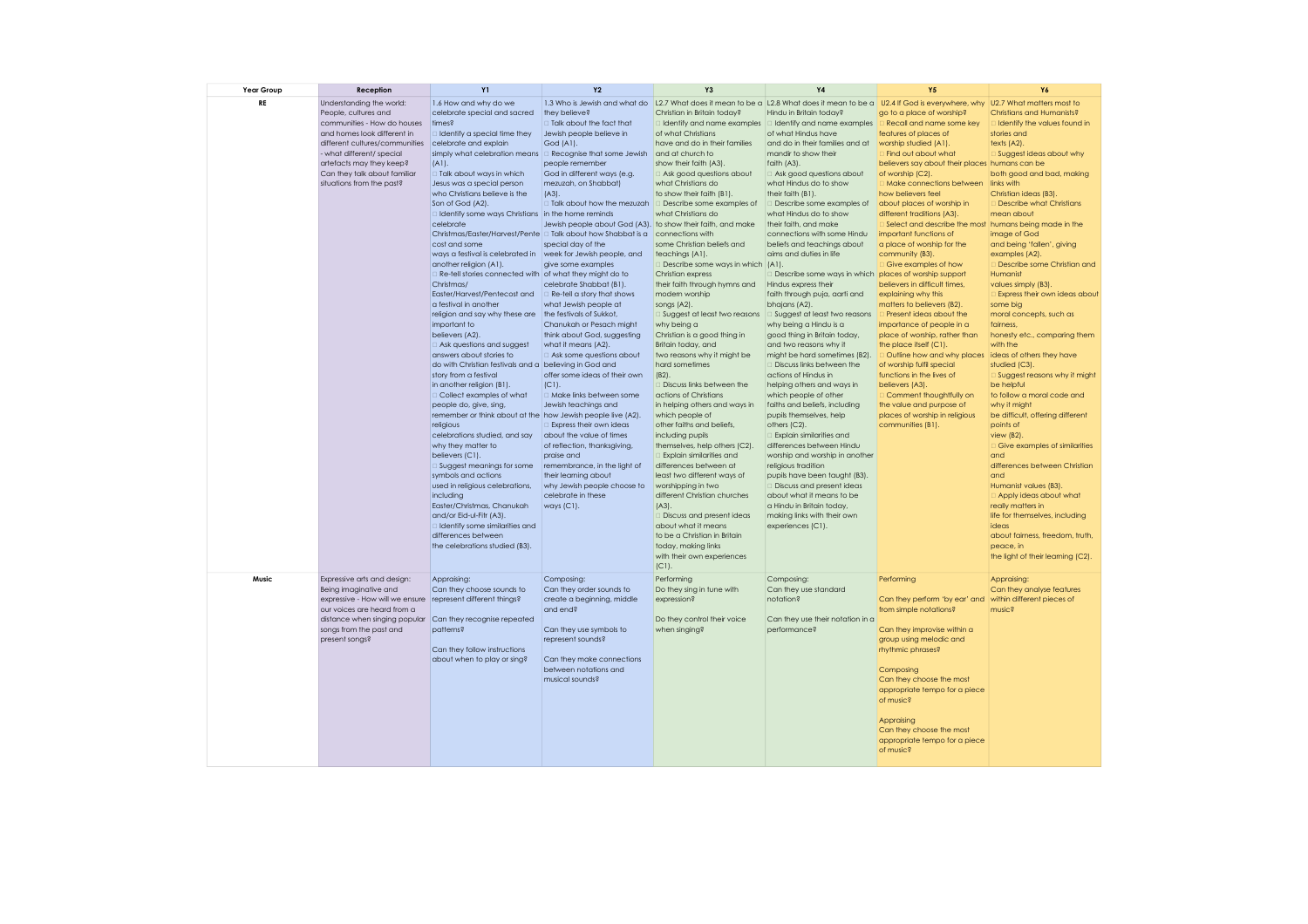| Year Group | Reception | Y1 | Y2 | Y3 | Y4 | Y5 | Y6 |
|---|---|---|---|---|---|---|---|
| **RE** | Understanding the world: People, cultures and communities - How do houses and homes look different in different cultures/communities - what different/ special artefacts may they keep? Can they talk about familiar situations from the past? | 1.6 How and why do we celebrate special and sacred times? □ Identify a special time they celebrate and explain simply what celebration means (A1). □ Talk about ways in which Jesus was a special person who Christians believe is the Son of God (A2). □ Identify some ways Christians celebrate Christmas/Easter/Harvest/Pentecost and some ways a festival is celebrated in another religion (A1). □ Re-tell stories connected with Christmas/ Easter/Harvest/Pentecost and a festival in another religion and say why these are important to believers (A2). □ Ask questions and suggest answers about stories to do with Christian festivals and a story from a festival in another religion (B1). □ Collect examples of what people do, give, sing, remember or think about at the religious celebrations studied, and say why they matter to believers (C1). □ Suggest meanings for some symbols and actions used in religious celebrations, including Easter/Christmas, Chanukah and/or Eid-ul-Fitr (A3). □ Identify some similarities and differences between the celebrations studied (B3). | 1.3 Who is Jewish and what do they believe? □ Talk about the fact that Jewish people believe in God (A1). □ Recognise that some Jewish people remember God in different ways (e.g. mezuzah, on Shabbat) (A3). □ Talk about how the mezuzah in the home reminds Jewish people about God (A3). □ Talk about how Shabbat is a special day of the week for Jewish people, and give some examples of what they might do to celebrate Shabbat (B1). □ Re-tell a story that shows what Jewish people at the festivals of Sukkot, Chanukah or Pesach might think about God, suggesting what it means (A2). □ Ask some questions about believing in God and offer some ideas of their own (C1). □ Make links between some Jewish teachings and how Jewish people live (A2). □ Express their own ideas about the value of times of reflection, thanksgiving, praise and remembrance, in the light of their learning about why Jewish people choose to celebrate in these ways (C1). | L2.7 What does it mean to be a Christian in Britain today? □ Identify and name examples of what Christians have and do in their families and at church to show their faith (A3). □ Ask good questions about what Christians do to show their faith (B1). □ Describe some examples of what Christians do to show their faith, and make connections with some Christian beliefs and teachings (A1). □ Describe some ways in which Christian express their faith through hymns and modern worship songs (A2). □ Suggest at least two reasons why being a Christian is a good thing in Britain today, and two reasons why it might be hard sometimes (B2). □ Discuss links between the actions of Christians in helping others and ways in which people of other faiths and beliefs, including pupils themselves, help others (C2). □ Explain similarities and differences between at least two different ways of worshipping in two different Christian churches (A3). □ Discuss and present ideas about what it means to be a Christian in Britain today, making links with their own experiences (C1). | L2.8 What does it mean to be a Hindu in Britain today? □ Identify and name examples of what Hindus have and do in their families and at mandir to show their faith (A3). □ Ask good questions about what Hindus do to show their faith (B1). □ Describe some examples of what Hindus do to show their faith, and make connections with some Hindu beliefs and teachings about aims and duties in life (A1). □ Describe some ways in which Hindus express their faith through puja, aarti and bhajans (A2). □ Suggest at least two reasons why being a Hindu is a good thing in Britain today, and two reasons why it might be hard sometimes (B2). □ Discuss links between the actions of Hindus in helping others and ways in which people of other faiths and beliefs, including pupils themselves, help others (C2). □ Explain similarities and differences between Hindu worship and worship in another religious tradition pupils have been taught (B3). □ Discuss and present ideas about what it means to be a Hindu in Britain today, making links with their own experiences (C1). | U2.4 If God is everywhere, why go to a place of worship? □ Recall and name some key features of places of worship studied (A1). □ Find out about what believers say about their places of worship (C2). □ Make connections between how believers feel about places of worship in different traditions (A3). □ Select and describe the most important functions of a place of worship for the community (B3). □ Give examples of how places of worship support believers in difficult times, explaining why this matters to believers (B2). □ Present ideas about the importance of people in a place of worship, rather than the place itself (C1). □ Outline how and why places of worship fulfil special functions in the lives of believers (A3). □ Comment thoughtfully on the value and purpose of places of worship in religious communities (B1). | U2.7 What matters most to Christians and Humanists? □ Identify the values found in stories and texts (A2). □ Suggest ideas about why humans can be both good and bad, making links with Christian ideas (B3). □ Describe what Christians mean about humans being made in the image of God and being 'fallen', giving examples (A2). □ Describe some Christian and Humanist values simply (B3). □ Express their own ideas about some big moral concepts, such as fairness, honesty etc., comparing them with the ideas of others they have studied (C3). □ Suggest reasons why it might be helpful to follow a moral code and why it might be difficult, offering different points of view (B2). □ Give examples of similarities and differences between Christian and Humanist values (B3). □ Apply ideas about what really matters in life for themselves, including ideas about fairness, freedom, truth, peace, in the light of their learning (C2). |
| **Music** | Expressive arts and design: Being imaginative and expressive - How will we ensure our voices are heard from a distance when singing popular songs from the past and present songs? | Appraising: Can they choose sounds to represent different things? Can they recognise repeated patterns? Can they follow instructions about when to play or sing? | Composing: Can they order sounds to create a beginning, middle and end? Can they use symbols to represent sounds? Can they make connections between notations and musical sounds? | Performing Do they sing in tune with expression? Do they control their voice when singing? | Composing: Can they use standard notation? Can they use their notation in a performance? | Performing Can they perform 'by ear' and from simple notations? Can they improvise within a group using melodic and rhythmic phrases? Composing Can they choose the most appropriate tempo for a piece of music? Appraising Can they choose the most appropriate tempo for a piece of music? | Appraising: Can they analyse features within different pieces of music? |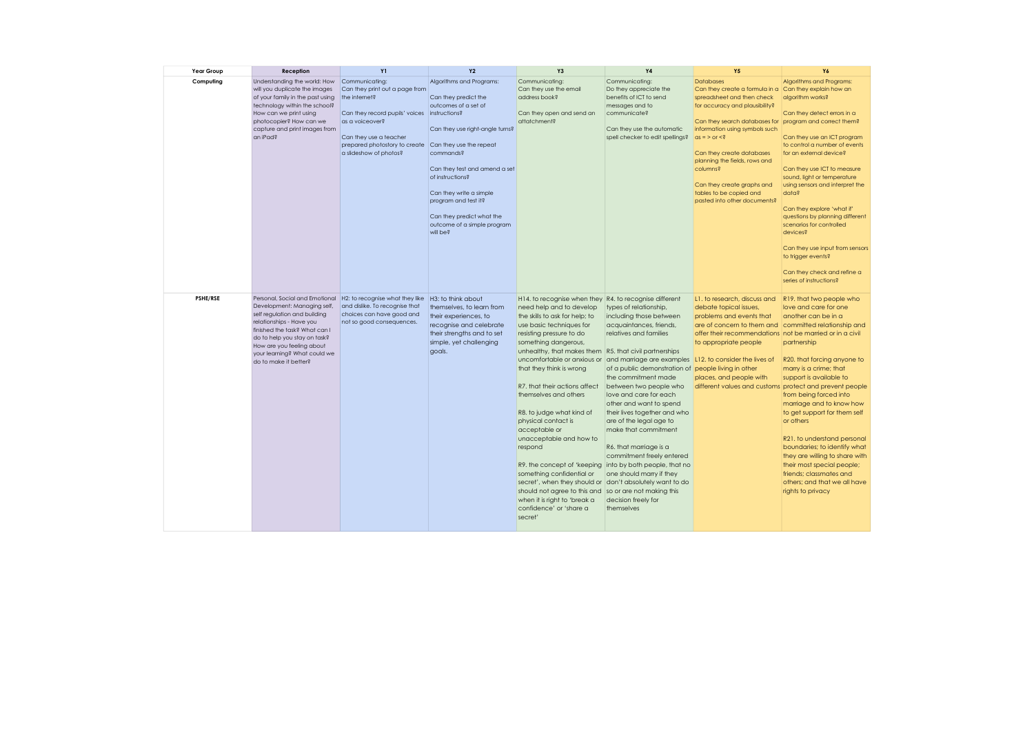| Year Group | Reception | Y1 | Y2 | Y3 | Y4 | Y5 | Y6 |
|---|---|---|---|---|---|---|---|
| **Computing** | Understanding the world: How will you duplicate the images of your family in the past using technology within the school? How can we print using photocopier? How can we capture and print images from an iPad? | Communicating: Can they print out a page from the internet?<br><br>Can they record pupils' voices as a voiceover?<br><br>Can they use a teacher prepared photostory to create a slideshow of photos? | Algorithms and Programs:<br><br>Can they predict the outcomes of a set of instructions?<br><br>Can they use right-angle turns?<br><br>Can they use the repeat commands?<br><br>Can they test and amend a set of instructions?<br><br>Can they write a simple program and test it?<br><br>Can they predict what the outcome of a simple program will be? | Communicating: Can they use the email address book?<br><br>Can they open and send an attatchment? | Communicating: Do they appreciate the benefits of ICT to send messages and to communicate?<br><br>Can they use the automatic spell checker to edit spellings? | Databases<br>Can they create a formula in a spreadsheet and then check for accuracy and plausibility?<br><br>Can they search databases for information using symbols such as = > or <?<br><br>Can they create databases planning the fields, rows and columns?<br><br>Can they create graphs and tables to be copied and pasted into other documents? | Algorithms and Programs: Can they explain how an algorithm works?<br><br>Can they detect errors in a program and correct them?<br><br>Can they use an ICT program to control a number of events for an external device?<br><br>Can they use ICT to measure sound, light or temperature using sensors and interpret the data?<br><br>Can they explore 'what if' questions by planning different scenarios for controlled devices?<br><br>Can they use input from sensors to trigger events?<br><br>Can they check and refine a series of instructions? |
| **PSHE/RSE** | Personal, Social and Emotional Development: Managing self, self regulation and building relationships - Have you finished the task? What can I do to help you stay on task? How are you feeling about your learning? What could we do to make it better? | H2: to recognise what they like and dislike. To recognise that choices can have good and not so good consequences. | H3: to think about themselves, to learn from their experiences, to recognise and celebrate their strengths and to set simple, yet challenging goals. | H14. to recognise when they need help and to develop the skills to ask for help; to use basic techniques for resisting pressure to do something dangerous, unhealthy, that makes them uncomfortable or anxious or that they think is wrong<br><br>R7. that their actions affect themselves and others<br><br>R8. to judge what kind of physical contact is acceptable or unacceptable and how to respond<br><br>R9. the concept of 'keeping something confidential or secret', when they should or should not agree to this and when it is right to 'break a confidence' or 'share a secret' | R4. to recognise different types of relationship, including those between acquaintances, friends, relatives and families<br><br>R5. that civil partnerships and marriage are examples of a public demonstration of the commitment made between two people who love and care for each other and want to spend their lives together and who are of the legal age to make that commitment<br><br>R6. that marriage is a commitment freely entered into by both people, that no one should marry if they don't absolutely want to do so or are not making this decision freely for themselves | L1. to research, discuss and debate topical issues, problems and events that are of concern to them and offer their recommendations to appropriate people<br><br>L12. to consider the lives of people living in other places, and people with different values and customs | R19. that two people who love and care for one another can be in a committed relationship and not be married or in a civil partnership<br><br>R20. that forcing anyone to marry is a crime; that support is available to protect and prevent people from being forced into marriage and to know how to get support for them self or others<br><br>R21. to understand personal boundaries; to identify what they are willing to share with their most special people; friends; classmates and others; and that we all have rights to privacy |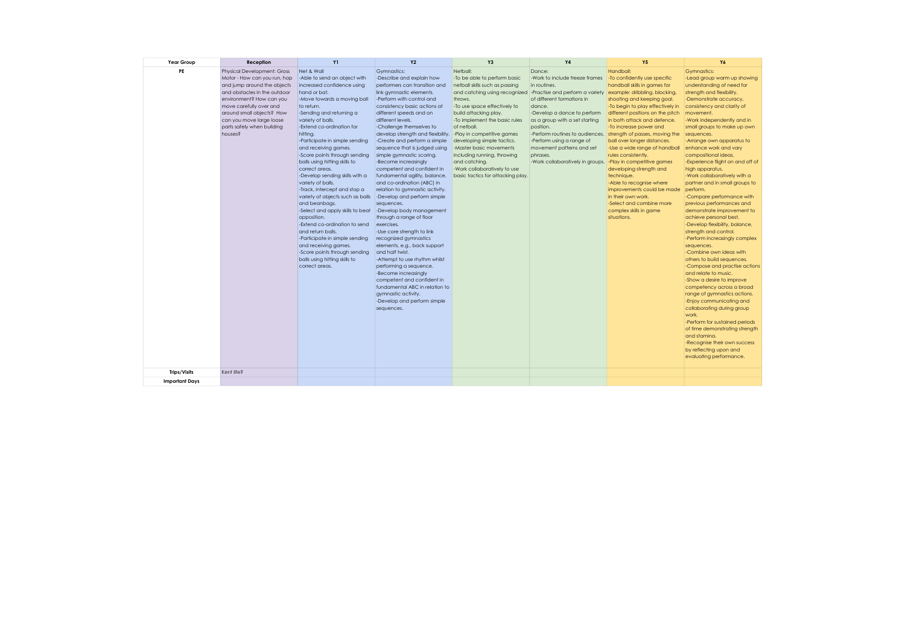| Year Group | Reception | Y1 | Y2 | Y3 | Y4 | Y5 | Y6 |
|---|---|---|---|---|---|---|---|
| PE | Physical Development: Gross Motor - How can you run, hop and jump around the objects and obstacles in the outdoor environment? How can you move carefully over and around small objects? How can you move large loose parts safely when building houses? | Net & Wall<br>-Able to send an object with increased confidence using hand or bat.<br>-Move towards a moving ball to return.<br>-Sending and returning a variety of balls.<br>-Extend co-ordination for hitting.<br>-Participate in simple sending and receiving games.<br>-Score points through sending balls using hitting skills to correct areas.<br>-Develop sending skills with a variety of balls.<br>-Track, intercept and stop a variety of objects such as balls and beanbags.<br>-Select and apply skills to beat opposition.<br>-Extend co-ordination to send and return balls.<br>-Participate in simple sending and receiving games.<br>-Score points through sending balls using hitting skills to correct areas. | Gymnastics:<br>-Describe and explain how performers can transition and link gymnastic elements.<br>-Perform with control and consistency basic actions at different speeds and on different levels.<br>-Challenge themselves to develop strength and flexibility.<br>-Create and perform a simple sequence that is judged using simple gymnastic scoring.<br>-Become increasingly competent and confident in fundamental agility, balance, and co-ordination (ABC) in relation to gymnastic activity.<br>-Develop and perform simple sequences.<br>-Develop body management through a range of floor exercises.<br>-Use core strength to link recognized gymnastics elements, e.g., back support and half twist.<br>-Attempt to use rhythm whilst performing a sequence.<br>-Become increasingly competent and confident in fundamental ABC in relation to gymnastic activity.<br>-Develop and perform simple sequences. | Netball:<br>-To be able to perform basic netball skills such as passing and catching using recognized throws.<br>-To use space effectively to build attacking play.<br>-To implement the basic rules of netball.<br>-Play in competitive games developing simple tactics.<br>-Master basic movements including running, throwing and catching.<br>-Work collaboratively to use basic tactics for attacking play. | Dance:<br>-Work to include freeze frames in routines.<br>-Practise and perform a variety of different formations in dance.<br>-Develop a dance to perform as a group with a set starting position.<br>-Perform routines to audiences.<br>-Perform using a range of movement patterns and set phrases.<br>-Work collaboratively in groups. | Handball:<br>-To confidently use specific handball skills in games for example: dribbling, blocking, shooting and keeping goal.<br>-To begin to play effectively in different positions on the pitch in both attack and defence.<br>-To increase power and strength of passes, moving the ball over longer distances.<br>-Use a wide range of handball rules consistently.<br>-Play in competitive games developing strength and technique.<br>-Able to recognise where improvements could be made in their own work.<br>-Select and combine more complex skills in game situations. | Gymnastics:<br>-Lead group warm up showing understanding of need for strength and flexibility.<br>-Demonstrate accuracy, consistency and clarity of movement.<br>-Work independently and in small groups to make up own sequences.<br>-Arrange own apparatus to enhance work and vary compositional ideas.<br>-Experience flight on and off of high apparatus.<br>-Work collaboratively with a partner and in small groups to perform.<br>-Compare performance with previous performances and demonstrate improvement to achieve personal best.<br>-Develop flexibility, balance, strength and control.<br>-Perform increasingly complex sequences.<br>-Combine own ideas with others to build sequences.<br>-Compose and practise actions and relate to music.<br>-Show a desire to improve competency across a broad range of gymnastics actions.<br>-Enjoy communicating and collaborating during group work.<br>-Perform for sustained periods of time demonstrating strength and stamina.<br>-Recognise their own success by reflecting upon and evaluating performance. |
| Trips/Visits | Kent life? | | | | | | |
| Important Days | | | | | | | |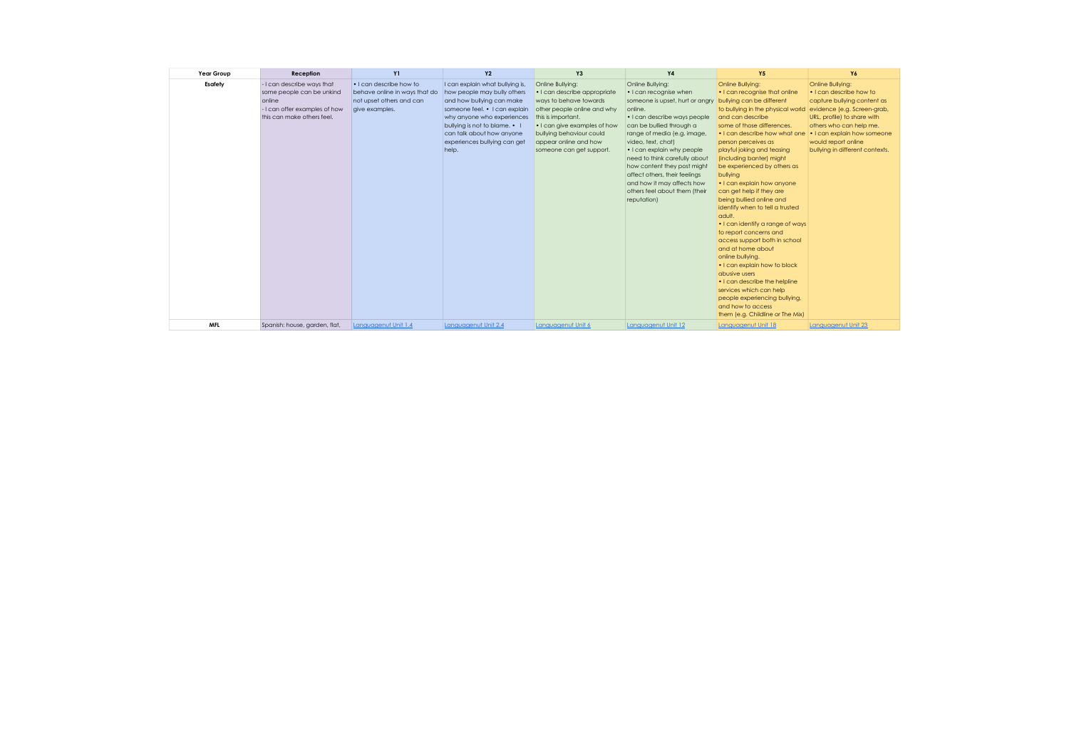| Year Group | Reception | Y1 | Y2 | Y3 | Y4 | Y5 | Y6 |
|---|---|---|---|---|---|---|---|
| **Esafety** | - I can describe ways that some people can be unkind online<br>- I can offer examples of how this can make others feel. | • I can describe how to behave online in ways that do not upset others and can give examples. | I can explain what bullying is, how people may bully others and how bullying can make someone feel. • I can explain why anyone who experiences bullying is not to blame. • I can talk about how anyone experiences bullying can get help. | Online Bullying:<br>• I can describe appropriate ways to behave towards other people online and why this is important.<br>• I can give examples of how bullying behaviour could appear online and how someone can get support. | Online Bullying:<br>• I can recognise when someone is upset, hurt or angry online.<br>• I can describe ways people can be bullied through a range of media (e.g. image, video, text, chat)<br>• I can explain why people need to think carefully about how content they post might affect others, their feelings and how it may affects how others feel about them (their reputation) | Online Bullying:<br>• I can recognise that online bullying can be different to bullying in the physical world and can describe some of those differences.<br>• I can describe how what one person perceives as playful joking and teasing (including banter) might be experienced by others as bullying<br>• I can explain how anyone can get help if they are being bullied online and identify when to tell a trusted adult.<br>• I can identify a range of ways to report concerns and access support both in school and at home about online bullying.<br>• I can explain how to block abusive users<br>• I can describe the helpline services which can help people experiencing bullying, and how to access them (e.g. Childline or The Mix) | Online Bullying:<br>• I can describe how to capture bullying content as evidence (e.g. Screen-grab, URL, profile) to share with others who can help me.<br>• I can explain how someone would report online bullying in different contexts. |
| **MFL** | Spanish: house, garden, flat, | Languagenut Unit 1.4 | Languagenut Unit 2.4 | Languagenut Unit 6 | Languagenut Unit 12 | Languagenut Unit 18 | Languagenut Unit 23 |